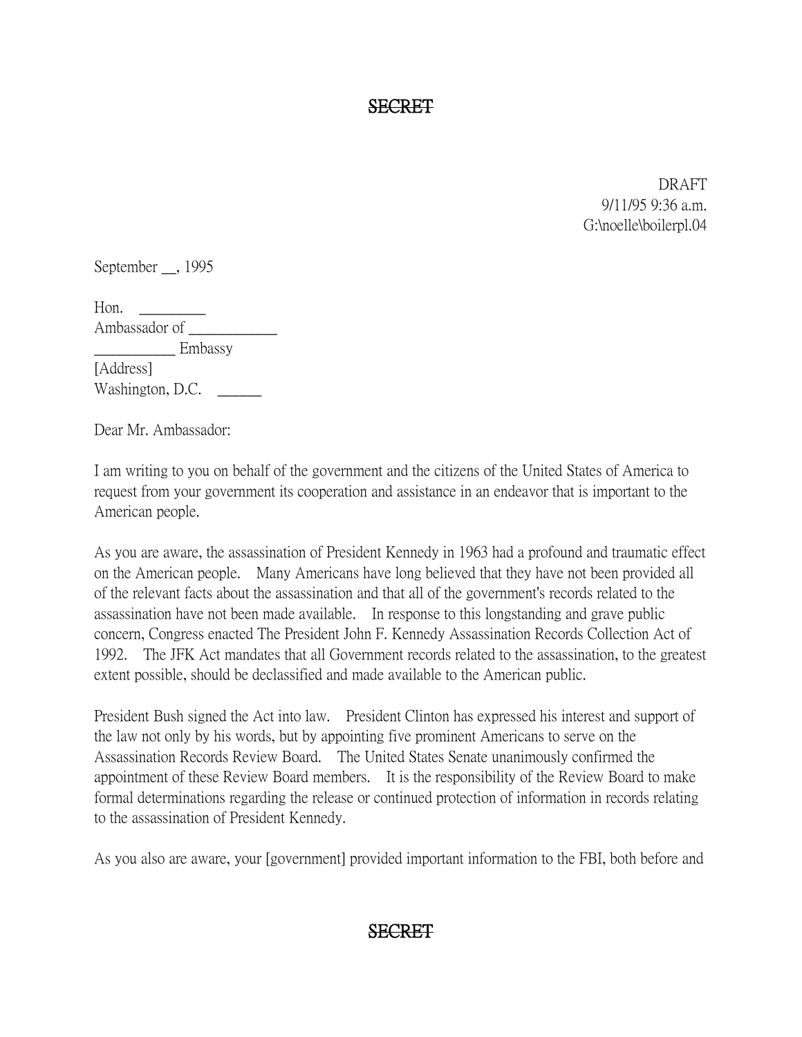SECRET

DRAFT
9/11/95 9:36 a.m.
G:\noelle\boilerpl.04

September __, 1995

Hon. _________
Ambassador of ____________
___________ Embassy
[Address]
Washington, D.C. ______

Dear Mr. Ambassador:

I am writing to you on behalf of the government and the citizens of the United States of America to request from your government its cooperation and assistance in an endeavor that is important to the American people.

As you are aware, the assassination of President Kennedy in 1963 had a profound and traumatic effect on the American people. Many Americans have long believed that they have not been provided all of the relevant facts about the assassination and that all of the government's records related to the assassination have not been made available. In response to this longstanding and grave public concern, Congress enacted The President John F. Kennedy Assassination Records Collection Act of 1992. The JFK Act mandates that all Government records related to the assassination, to the greatest extent possible, should be declassified and made available to the American public.

President Bush signed the Act into law. President Clinton has expressed his interest and support of the law not only by his words, but by appointing five prominent Americans to serve on the Assassination Records Review Board. The United States Senate unanimously confirmed the appointment of these Review Board members. It is the responsibility of the Review Board to make formal determinations regarding the release or continued protection of information in records relating to the assassination of President Kennedy.

As you also are aware, your [government] provided important information to the FBI, both before and

SECRET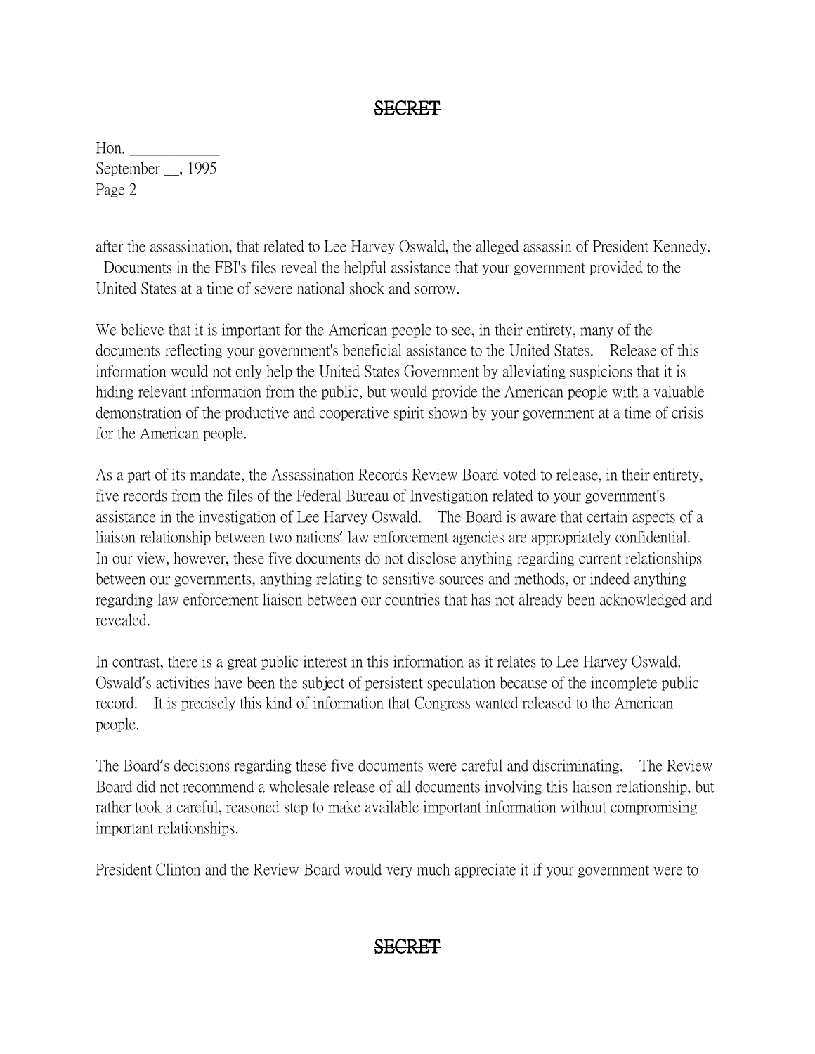SECRET

Hon. ___________
September __, 1995
Page 2

after the assassination, that related to Lee Harvey Oswald, the alleged assassin of President Kennedy. Documents in the FBI's files reveal the helpful assistance that your government provided to the United States at a time of severe national shock and sorrow.

We believe that it is important for the American people to see, in their entirety, many of the documents reflecting your government's beneficial assistance to the United States. Release of this information would not only help the United States Government by alleviating suspicions that it is hiding relevant information from the public, but would provide the American people with a valuable demonstration of the productive and cooperative spirit shown by your government at a time of crisis for the American people.

As a part of its mandate, the Assassination Records Review Board voted to release, in their entirety, five records from the files of the Federal Bureau of Investigation related to your government's assistance in the investigation of Lee Harvey Oswald. The Board is aware that certain aspects of a liaison relationship between two nations' law enforcement agencies are appropriately confidential. In our view, however, these five documents do not disclose anything regarding current relationships between our governments, anything relating to sensitive sources and methods, or indeed anything regarding law enforcement liaison between our countries that has not already been acknowledged and revealed.

In contrast, there is a great public interest in this information as it relates to Lee Harvey Oswald. Oswald's activities have been the subject of persistent speculation because of the incomplete public record. It is precisely this kind of information that Congress wanted released to the American people.

The Board's decisions regarding these five documents were careful and discriminating. The Review Board did not recommend a wholesale release of all documents involving this liaison relationship, but rather took a careful, reasoned step to make available important information without compromising important relationships.

President Clinton and the Review Board would very much appreciate it if your government were to

SECRET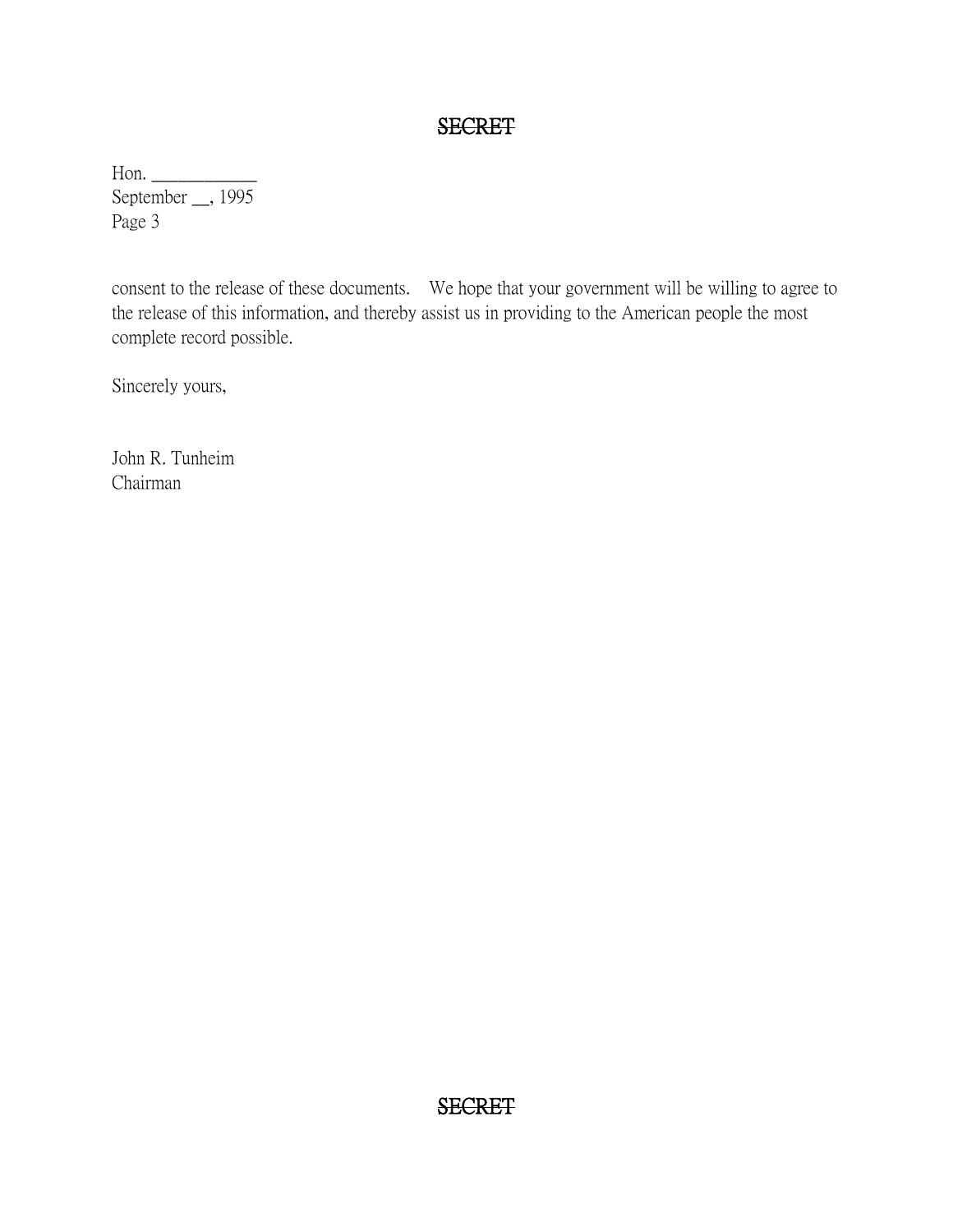SECRET

Hon. ____________
September __, 1995
Page 3

consent to the release of these documents. We hope that your government will be willing to agree to the release of this information, and thereby assist us in providing to the American people the most complete record possible.

Sincerely yours,

John R. Tunheim
Chairman

SECRET